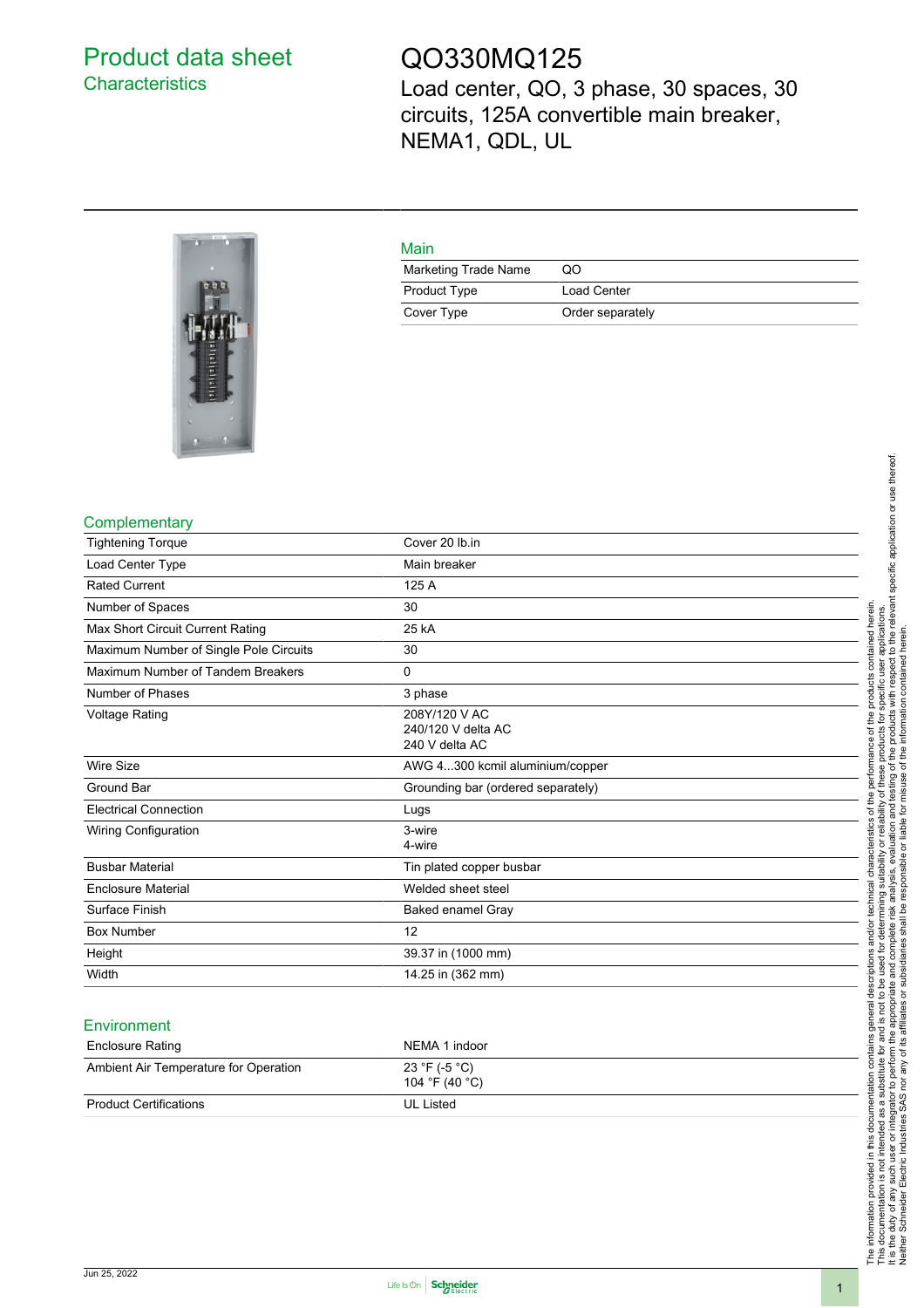# Product data sheet
## Characteristics

# QO330MQ125

Load center, QO, 3 phase, 30 spaces, 30 circuits, 125A convertible main breaker, NEMA1, QDL, UL

## Main

| | |
|---|---|
| Marketing Trade Name | QO |
| Product Type | Load Center |
| Cover Type | Order separately |

## Complementary

| | |
|---|---|
| Tightening Torque | Cover 20 lb.in |
| Load Center Type | Main breaker |
| Rated Current | 125 A |
| Number of Spaces | 30 |
| Max Short Circuit Current Rating | 25 kA |
| Maximum Number of Single Pole Circuits | 30 |
| Maximum Number of Tandem Breakers | 0 |
| Number of Phases | 3 phase |
| Voltage Rating | 208Y/120 V AC<br>240/120 V delta AC<br>240 V delta AC |
| Wire Size | AWG 4...300 kcmil aluminium/copper |
| Ground Bar | Grounding bar (ordered separately) |
| Electrical Connection | Lugs |
| Wiring Configuration | 3-wire<br>4-wire |
| Busbar Material | Tin plated copper busbar |
| Enclosure Material | Welded sheet steel |
| Surface Finish | Baked enamel Gray |
| Box Number | 12 |
| Height | 39.37 in (1000 mm) |
| Width | 14.25 in (362 mm) |

## Environment

| | |
|---|---|
| Enclosure Rating | NEMA 1 indoor |
| Ambient Air Temperature for Operation | 23 °F (-5 °C)<br>104 °F (40 °C) |
| Product Certifications | UL Listed |

The information provided in this documentation contains general descriptions and/or technical characteristics of the performance of the products contained herein.
This documentation is not intended as a substitute for and is not to be used for determining suitability or reliability of these products for specific user applications.
It is the duty of any such user or integrator to perform the appropriate and complete risk analysis, evaluation and testing of the products with respect to the relevant specific application or use thereof.
Neither Schneider Electric Industries SAS nor any of its affiliates or subsidiaries shall be responsible or liable for misuse of the information contained herein.

Jun 25, 2022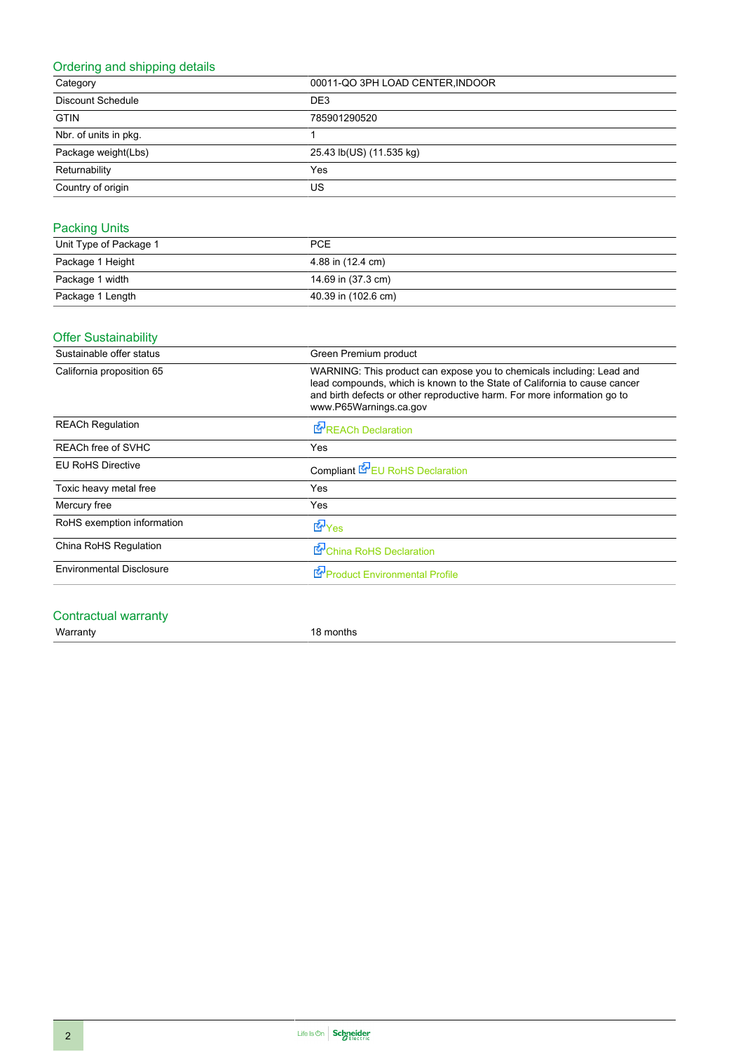## Ordering and shipping details

| | |
|---|---|
| Category | 00011-QO 3PH LOAD CENTER,INDOOR |
| Discount Schedule | DE3 |
| GTIN | 785901290520 |
| Nbr. of units in pkg. | 1 |
| Package weight(Lbs) | 25.43 lb(US) (11.535 kg) |
| Returnability | Yes |
| Country of origin | US |

## Packing Units

| | |
|---|---|
| Unit Type of Package 1 | PCE |
| Package 1 Height | 4.88 in (12.4 cm) |
| Package 1 width | 14.69 in (37.3 cm) |
| Package 1 Length | 40.39 in (102.6 cm) |

## Offer Sustainability

| | |
|---|---|
| Sustainable offer status | Green Premium product |
| California proposition 65 | WARNING: This product can expose you to chemicals including: Lead and lead compounds, which is known to the State of California to cause cancer and birth defects or other reproductive harm. For more information go to www.P65Warnings.ca.gov |
| REACh Regulation | REACh Declaration |
| REACh free of SVHC | Yes |
| EU RoHS Directive | Compliant EU RoHS Declaration |
| Toxic heavy metal free | Yes |
| Mercury free | Yes |
| RoHS exemption information | Yes |
| China RoHS Regulation | China RoHS Declaration |
| Environmental Disclosure | Product Environmental Profile |

## Contractual warranty

| | |
|---|---|
| Warranty | 18 months |